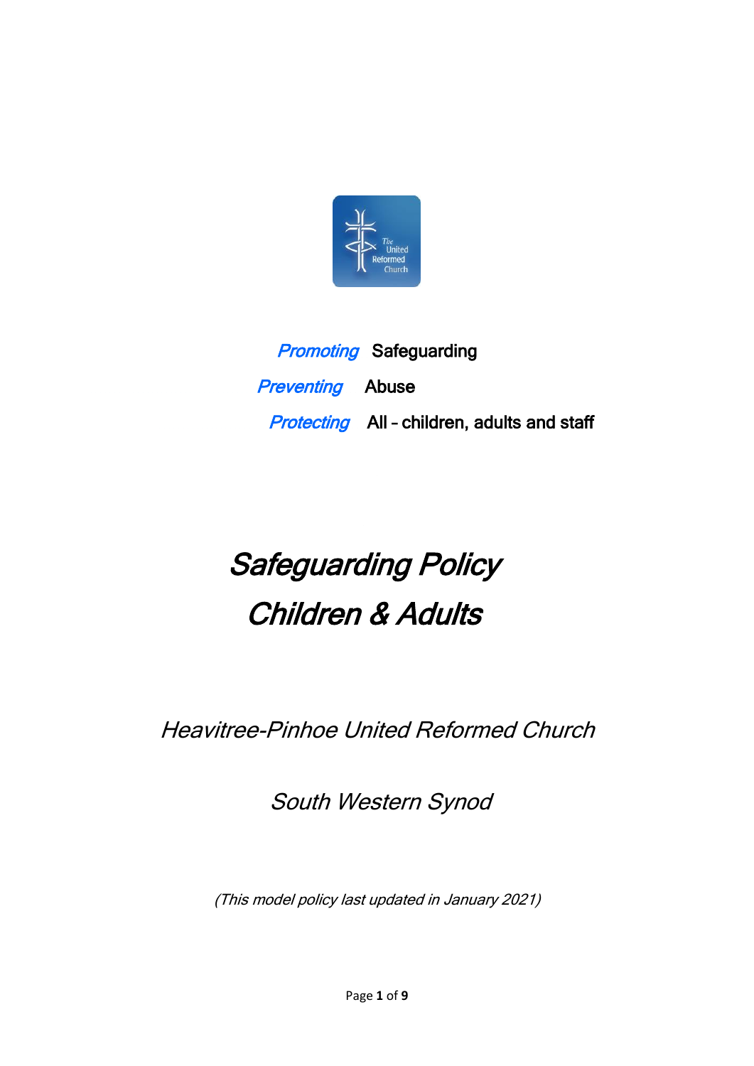*Promoting* Safeguarding

*Preventing* Abuse

*Protecting* All – children, adults and staff

# *Safeguarding Policy*
# *Children & Adults*

## *Heavitree-Pinhoe United Reformed Church*

## *South Western Synod*

*(This model policy last updated in January 2021)*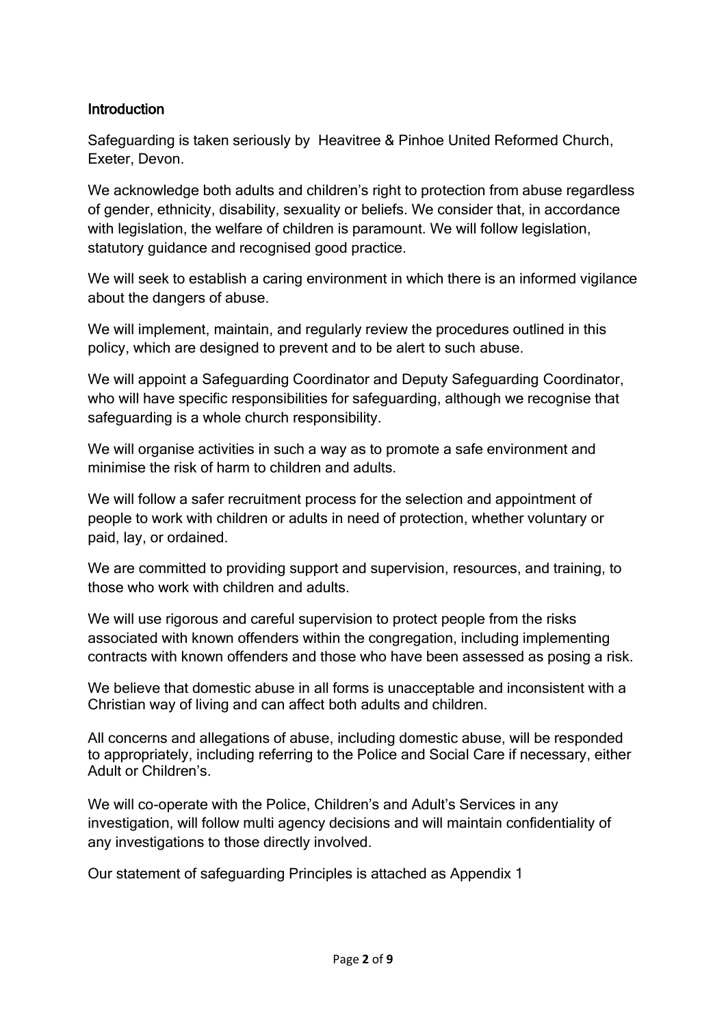## Introduction

Safeguarding is taken seriously by Heavitree & Pinhoe United Reformed Church, Exeter, Devon.

We acknowledge both adults and children's right to protection from abuse regardless of gender, ethnicity, disability, sexuality or beliefs. We consider that, in accordance with legislation, the welfare of children is paramount. We will follow legislation, statutory guidance and recognised good practice.

We will seek to establish a caring environment in which there is an informed vigilance about the dangers of abuse.

We will implement, maintain, and regularly review the procedures outlined in this policy, which are designed to prevent and to be alert to such abuse.

We will appoint a Safeguarding Coordinator and Deputy Safeguarding Coordinator, who will have specific responsibilities for safeguarding, although we recognise that safeguarding is a whole church responsibility.

We will organise activities in such a way as to promote a safe environment and minimise the risk of harm to children and adults.

We will follow a safer recruitment process for the selection and appointment of people to work with children or adults in need of protection, whether voluntary or paid, lay, or ordained.

We are committed to providing support and supervision, resources, and training, to those who work with children and adults.

We will use rigorous and careful supervision to protect people from the risks associated with known offenders within the congregation, including implementing contracts with known offenders and those who have been assessed as posing a risk.

We believe that domestic abuse in all forms is unacceptable and inconsistent with a Christian way of living and can affect both adults and children.

All concerns and allegations of abuse, including domestic abuse, will be responded to appropriately, including referring to the Police and Social Care if necessary, either Adult or Children's.

We will co-operate with the Police, Children's and Adult's Services in any investigation, will follow multi agency decisions and will maintain confidentiality of any investigations to those directly involved.

Our statement of safeguarding Principles is attached as Appendix 1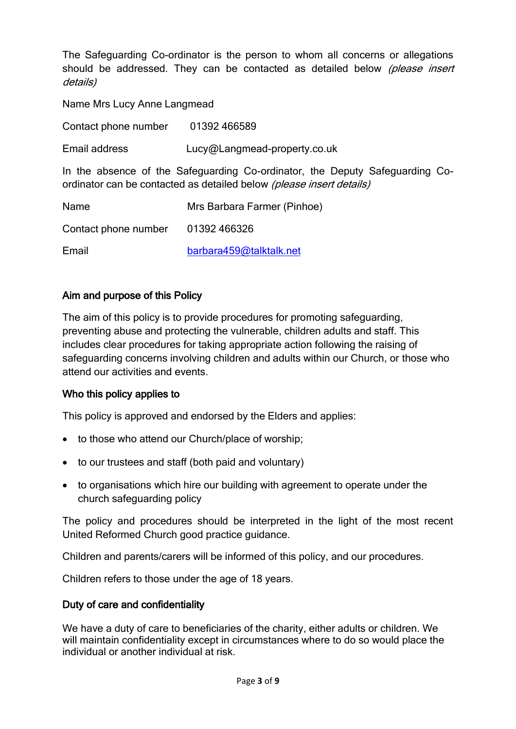The Safeguarding Co-ordinator is the person to whom all concerns or allegations should be addressed. They can be contacted as detailed below *(please insert details)*

Name Mrs Lucy Anne Langmead

Contact phone number 01392 466589

Email address Lucy@Langmead-property.co.uk

In the absence of the Safeguarding Co-ordinator, the Deputy Safeguarding Co-ordinator can be contacted as detailed below *(please insert details)*

Name Mrs Barbara Farmer (Pinhoe)

Contact phone number 01392 466326

Email barbara459@talktalk.net

## Aim and purpose of this Policy

The aim of this policy is to provide procedures for promoting safeguarding, preventing abuse and protecting the vulnerable, children adults and staff. This includes clear procedures for taking appropriate action following the raising of safeguarding concerns involving children and adults within our Church, or those who attend our activities and events.

## Who this policy applies to

This policy is approved and endorsed by the Elders and applies:

- to those who attend our Church/place of worship;
- to our trustees and staff (both paid and voluntary)
- to organisations which hire our building with agreement to operate under the church safeguarding policy

The policy and procedures should be interpreted in the light of the most recent United Reformed Church good practice guidance.

Children and parents/carers will be informed of this policy, and our procedures.

Children refers to those under the age of 18 years.

## Duty of care and confidentiality

We have a duty of care to beneficiaries of the charity, either adults or children. We will maintain confidentiality except in circumstances where to do so would place the individual or another individual at risk.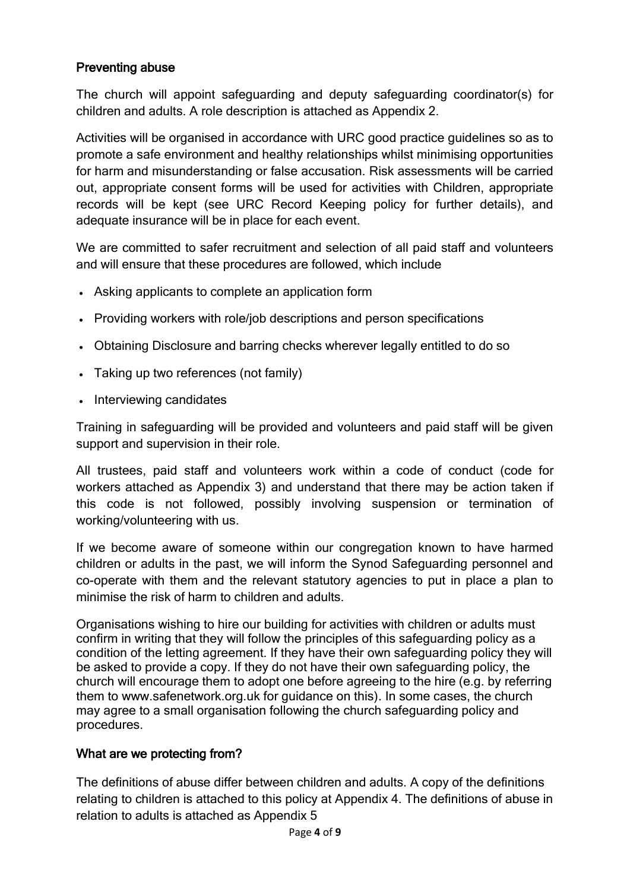## Preventing abuse

The church will appoint safeguarding and deputy safeguarding coordinator(s) for children and adults. A role description is attached as Appendix 2.

Activities will be organised in accordance with URC good practice guidelines so as to promote a safe environment and healthy relationships whilst minimising opportunities for harm and misunderstanding or false accusation. Risk assessments will be carried out, appropriate consent forms will be used for activities with Children, appropriate records will be kept (see URC Record Keeping policy for further details), and adequate insurance will be in place for each event.

We are committed to safer recruitment and selection of all paid staff and volunteers and will ensure that these procedures are followed, which include

- Asking applicants to complete an application form
- Providing workers with role/job descriptions and person specifications
- Obtaining Disclosure and barring checks wherever legally entitled to do so
- Taking up two references (not family)
- Interviewing candidates

Training in safeguarding will be provided and volunteers and paid staff will be given support and supervision in their role.

All trustees, paid staff and volunteers work within a code of conduct (code for workers attached as Appendix 3) and understand that there may be action taken if this code is not followed, possibly involving suspension or termination of working/volunteering with us.

If we become aware of someone within our congregation known to have harmed children or adults in the past, we will inform the Synod Safeguarding personnel and co-operate with them and the relevant statutory agencies to put in place a plan to minimise the risk of harm to children and adults.

Organisations wishing to hire our building for activities with children or adults must confirm in writing that they will follow the principles of this safeguarding policy as a condition of the letting agreement. If they have their own safeguarding policy they will be asked to provide a copy. If they do not have their own safeguarding policy, the church will encourage them to adopt one before agreeing to the hire (e.g. by referring them to www.safenetwork.org.uk for guidance on this). In some cases, the church may agree to a small organisation following the church safeguarding policy and procedures.

## What are we protecting from?

The definitions of abuse differ between children and adults. A copy of the definitions relating to children is attached to this policy at Appendix 4. The definitions of abuse in relation to adults is attached as Appendix 5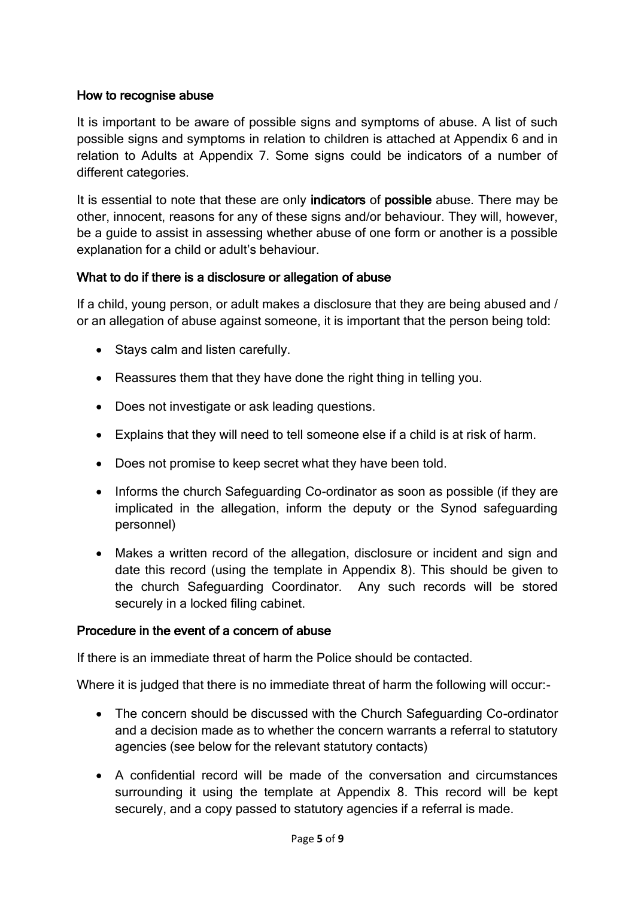## How to recognise abuse

It is important to be aware of possible signs and symptoms of abuse. A list of such possible signs and symptoms in relation to children is attached at Appendix 6 and in relation to Adults at Appendix 7. Some signs could be indicators of a number of different categories.

It is essential to note that these are only **indicators** of **possible** abuse. There may be other, innocent, reasons for any of these signs and/or behaviour. They will, however, be a guide to assist in assessing whether abuse of one form or another is a possible explanation for a child or adult's behaviour.

## What to do if there is a disclosure or allegation of abuse

If a child, young person, or adult makes a disclosure that they are being abused and / or an allegation of abuse against someone, it is important that the person being told:

- Stays calm and listen carefully.
- Reassures them that they have done the right thing in telling you.
- Does not investigate or ask leading questions.
- Explains that they will need to tell someone else if a child is at risk of harm.
- Does not promise to keep secret what they have been told.
- Informs the church Safeguarding Co-ordinator as soon as possible (if they are implicated in the allegation, inform the deputy or the Synod safeguarding personnel)
- Makes a written record of the allegation, disclosure or incident and sign and date this record (using the template in Appendix 8). This should be given to the church Safeguarding Coordinator. Any such records will be stored securely in a locked filing cabinet.

## Procedure in the event of a concern of abuse

If there is an immediate threat of harm the Police should be contacted.

Where it is judged that there is no immediate threat of harm the following will occur:-

- The concern should be discussed with the Church Safeguarding Co-ordinator and a decision made as to whether the concern warrants a referral to statutory agencies (see below for the relevant statutory contacts)
- A confidential record will be made of the conversation and circumstances surrounding it using the template at Appendix 8. This record will be kept securely, and a copy passed to statutory agencies if a referral is made.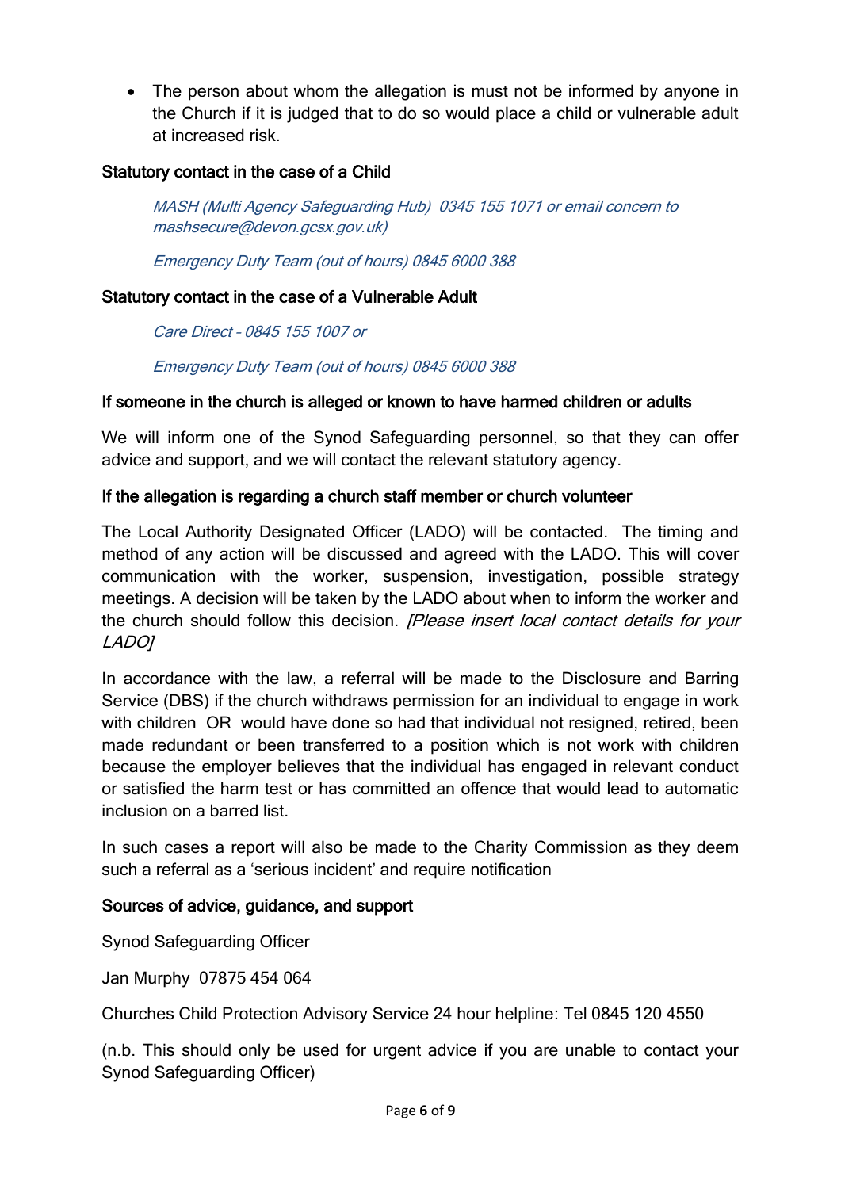- The person about whom the allegation is must not be informed by anyone in the Church if it is judged that to do so would place a child or vulnerable adult at increased risk.

**Statutory contact in the case of a Child**

> *MASH (Multi Agency Safeguarding Hub) 0345 155 1071 or email concern to mashsecure@devon.gcsx.gov.uk)*
>
> *Emergency Duty Team (out of hours) 0845 6000 388*

**Statutory contact in the case of a Vulnerable Adult**

> *Care Direct – 0845 155 1007 or*
>
> *Emergency Duty Team (out of hours) 0845 6000 388*

**If someone in the church is alleged or known to have harmed children or adults**

We will inform one of the Synod Safeguarding personnel, so that they can offer advice and support, and we will contact the relevant statutory agency.

**If the allegation is regarding a church staff member or church volunteer**

The Local Authority Designated Officer (LADO) will be contacted. The timing and method of any action will be discussed and agreed with the LADO. This will cover communication with the worker, suspension, investigation, possible strategy meetings. A decision will be taken by the LADO about when to inform the worker and the church should follow this decision. *[Please insert local contact details for your LADO]*

In accordance with the law, a referral will be made to the Disclosure and Barring Service (DBS) if the church withdraws permission for an individual to engage in work with children OR would have done so had that individual not resigned, retired, been made redundant or been transferred to a position which is not work with children because the employer believes that the individual has engaged in relevant conduct or satisfied the harm test or has committed an offence that would lead to automatic inclusion on a barred list.

In such cases a report will also be made to the Charity Commission as they deem such a referral as a 'serious incident' and require notification

**Sources of advice, guidance, and support**

Synod Safeguarding Officer

Jan Murphy 07875 454 064

Churches Child Protection Advisory Service 24 hour helpline: Tel 0845 120 4550

(n.b. This should only be used for urgent advice if you are unable to contact your Synod Safeguarding Officer)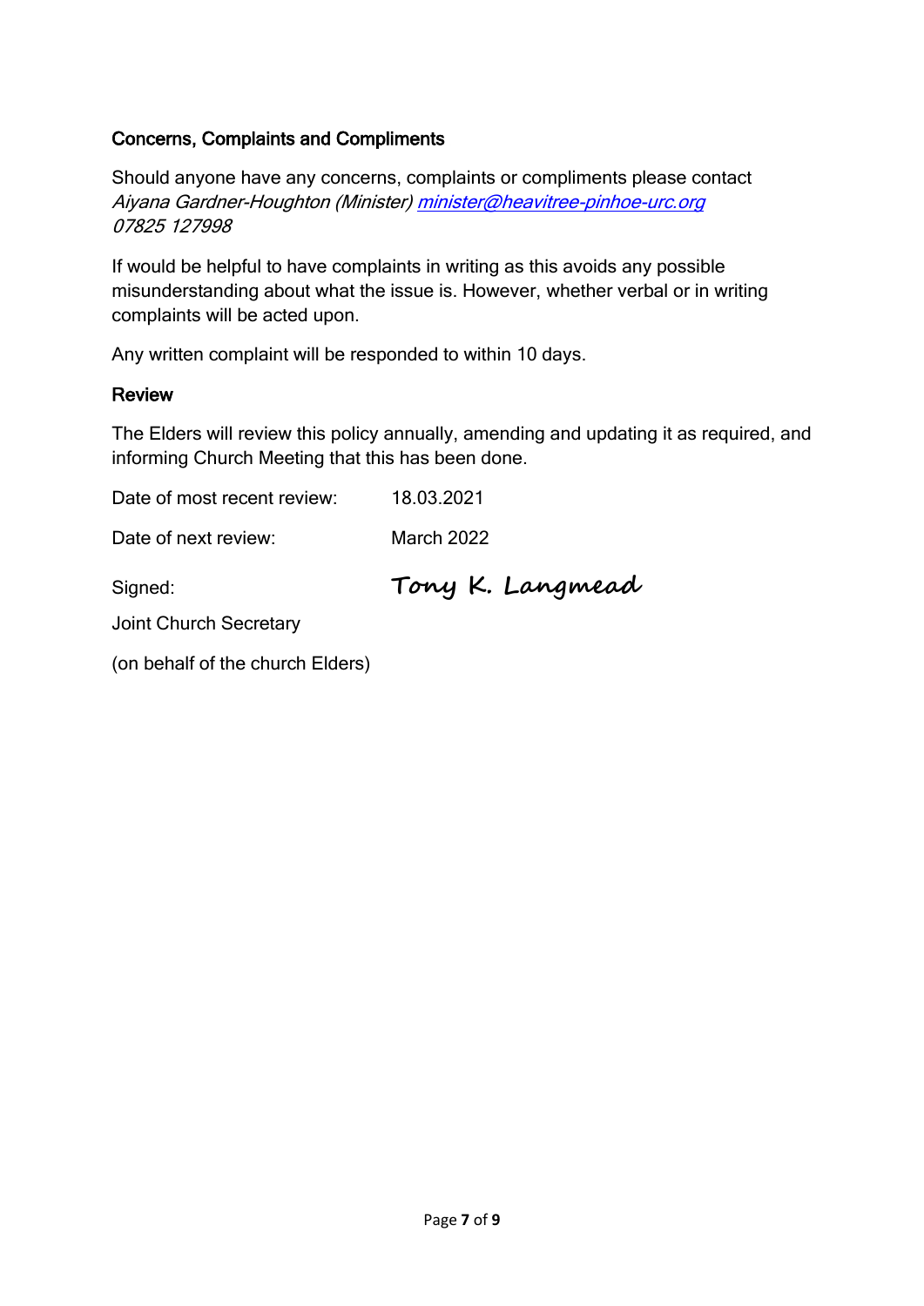### Concerns, Complaints and Compliments

Should anyone have any concerns, complaints or compliments please contact *Aiyana Gardner-Houghton (Minister) minister@heavitree-pinhoe-urc.org 07825 127998*

If would be helpful to have complaints in writing as this avoids any possible misunderstanding about what the issue is. However, whether verbal or in writing complaints will be acted upon.

Any written complaint will be responded to within 10 days.

### Review

The Elders will review this policy annually, amending and updating it as required, and informing Church Meeting that this has been done.

| | |
|---|---|
| Date of most recent review: | 18.03.2021 |
| Date of next review: | March 2022 |
| Signed: | Tony K. Langmead |

Joint Church Secretary

(on behalf of the church Elders)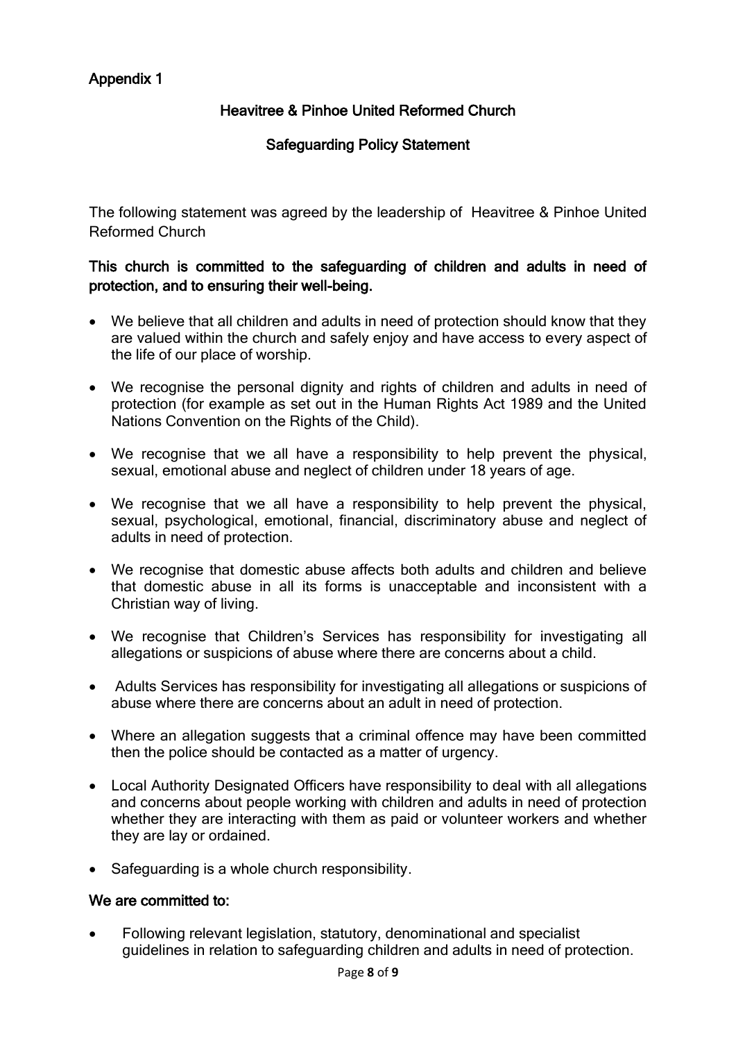Appendix 1

## Heavitree & Pinhoe United Reformed Church

## Safeguarding Policy Statement

The following statement was agreed by the leadership of Heavitree & Pinhoe United Reformed Church

**This church is committed to the safeguarding of children and adults in need of protection, and to ensuring their well-being.**

- We believe that all children and adults in need of protection should know that they are valued within the church and safely enjoy and have access to every aspect of the life of our place of worship.
- We recognise the personal dignity and rights of children and adults in need of protection (for example as set out in the Human Rights Act 1989 and the United Nations Convention on the Rights of the Child).
- We recognise that we all have a responsibility to help prevent the physical, sexual, emotional abuse and neglect of children under 18 years of age.
- We recognise that we all have a responsibility to help prevent the physical, sexual, psychological, emotional, financial, discriminatory abuse and neglect of adults in need of protection.
- We recognise that domestic abuse affects both adults and children and believe that domestic abuse in all its forms is unacceptable and inconsistent with a Christian way of living.
- We recognise that Children's Services has responsibility for investigating all allegations or suspicions of abuse where there are concerns about a child.
- Adults Services has responsibility for investigating all allegations or suspicions of abuse where there are concerns about an adult in need of protection.
- Where an allegation suggests that a criminal offence may have been committed then the police should be contacted as a matter of urgency.
- Local Authority Designated Officers have responsibility to deal with all allegations and concerns about people working with children and adults in need of protection whether they are interacting with them as paid or volunteer workers and whether they are lay or ordained.
- Safeguarding is a whole church responsibility.

**We are committed to:**

- Following relevant legislation, statutory, denominational and specialist guidelines in relation to safeguarding children and adults in need of protection.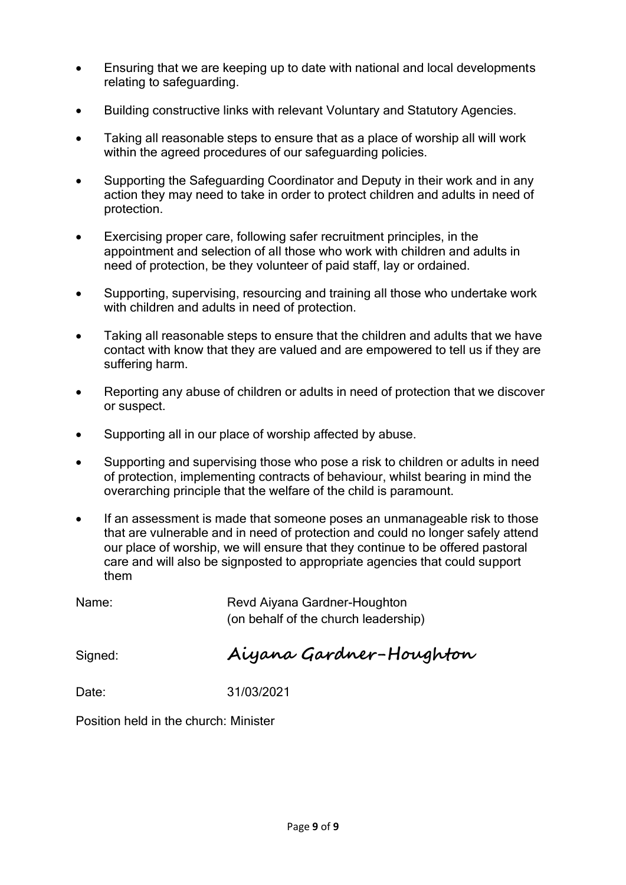- Ensuring that we are keeping up to date with national and local developments relating to safeguarding.
- Building constructive links with relevant Voluntary and Statutory Agencies.
- Taking all reasonable steps to ensure that as a place of worship all will work within the agreed procedures of our safeguarding policies.
- Supporting the Safeguarding Coordinator and Deputy in their work and in any action they may need to take in order to protect children and adults in need of protection.
- Exercising proper care, following safer recruitment principles, in the appointment and selection of all those who work with children and adults in need of protection, be they volunteer of paid staff, lay or ordained.
- Supporting, supervising, resourcing and training all those who undertake work with children and adults in need of protection.
- Taking all reasonable steps to ensure that the children and adults that we have contact with know that they are valued and are empowered to tell us if they are suffering harm.
- Reporting any abuse of children or adults in need of protection that we discover or suspect.
- Supporting all in our place of worship affected by abuse.
- Supporting and supervising those who pose a risk to children or adults in need of protection, implementing contracts of behaviour, whilst bearing in mind the overarching principle that the welfare of the child is paramount.
- If an assessment is made that someone poses an unmanageable risk to those that are vulnerable and in need of protection and could no longer safely attend our place of worship, we will ensure that they continue to be offered pastoral care and will also be signposted to appropriate agencies that could support them

Name: Revd Aiyana Gardner-Houghton
(on behalf of the church leadership)

Signed: *Aiyana Gardner-Houghton*

Date: 31/03/2021

Position held in the church: Minister